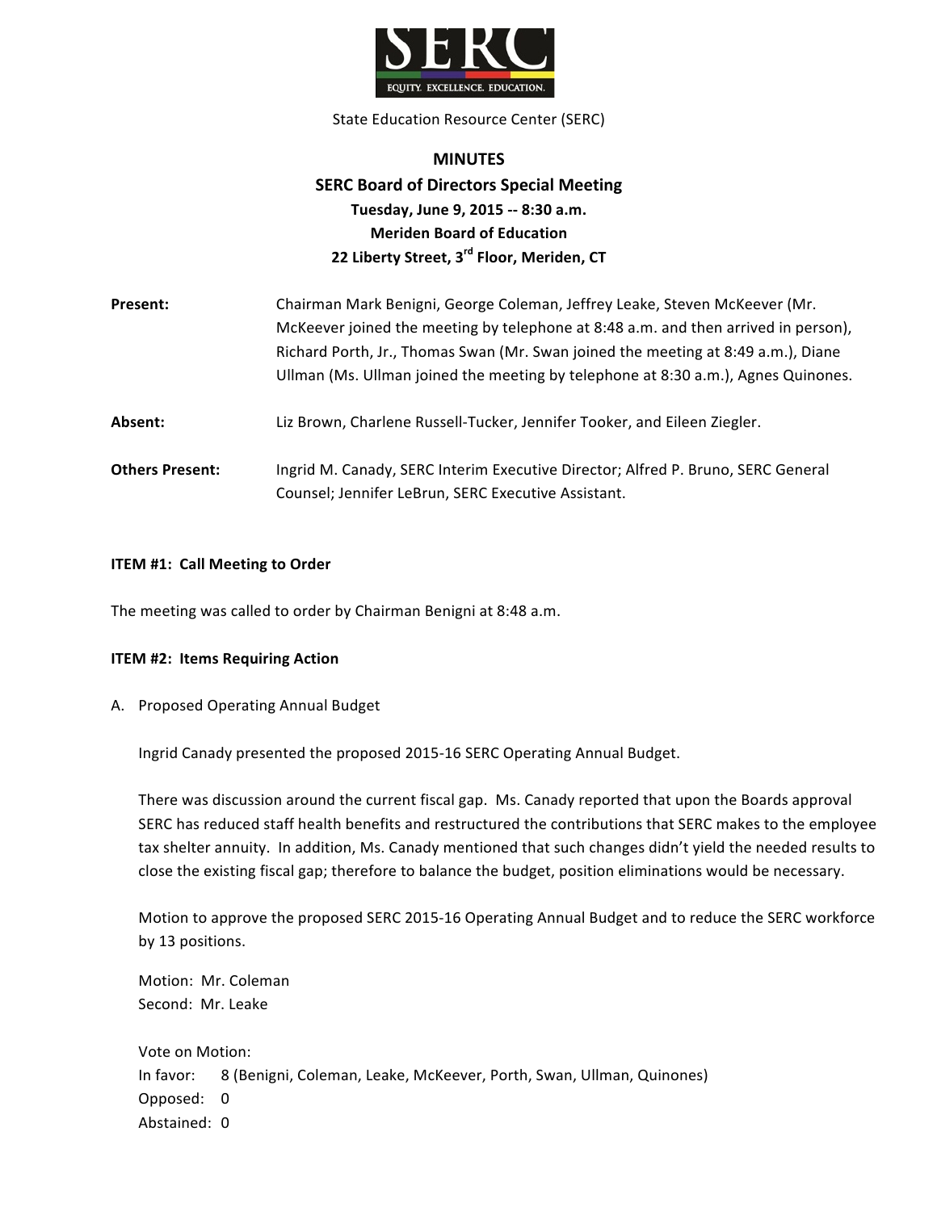State Education Resource Center (SERC)

# MINUTES

## SERC Board of Directors Special Meeting

**Tuesday, June 9, 2015 -- 8:30 a.m.**
**Meriden Board of Education**
**22 Liberty Street, 3rd Floor, Meriden, CT**

**Present:** Chairman Mark Benigni, George Coleman, Jeffrey Leake, Steven McKeever (Mr. McKeever joined the meeting by telephone at 8:48 a.m. and then arrived in person), Richard Porth, Jr., Thomas Swan (Mr. Swan joined the meeting at 8:49 a.m.), Diane Ullman (Ms. Ullman joined the meeting by telephone at 8:30 a.m.), Agnes Quinones.

**Absent:** Liz Brown, Charlene Russell-Tucker, Jennifer Tooker, and Eileen Ziegler.

**Others Present:** Ingrid M. Canady, SERC Interim Executive Director; Alfred P. Bruno, SERC General Counsel; Jennifer LeBrun, SERC Executive Assistant.

**ITEM #1: Call Meeting to Order**

The meeting was called to order by Chairman Benigni at 8:48 a.m.

**ITEM #2: Items Requiring Action**

A. Proposed Operating Annual Budget

Ingrid Canady presented the proposed 2015-16 SERC Operating Annual Budget.

There was discussion around the current fiscal gap. Ms. Canady reported that upon the Boards approval SERC has reduced staff health benefits and restructured the contributions that SERC makes to the employee tax shelter annuity. In addition, Ms. Canady mentioned that such changes didn't yield the needed results to close the existing fiscal gap; therefore to balance the budget, position eliminations would be necessary.

Motion to approve the proposed SERC 2015-16 Operating Annual Budget and to reduce the SERC workforce by 13 positions.

Motion: Mr. Coleman
Second: Mr. Leake

Vote on Motion:
In favor: 8 (Benigni, Coleman, Leake, McKeever, Porth, Swan, Ullman, Quinones)
Opposed: 0
Abstained: 0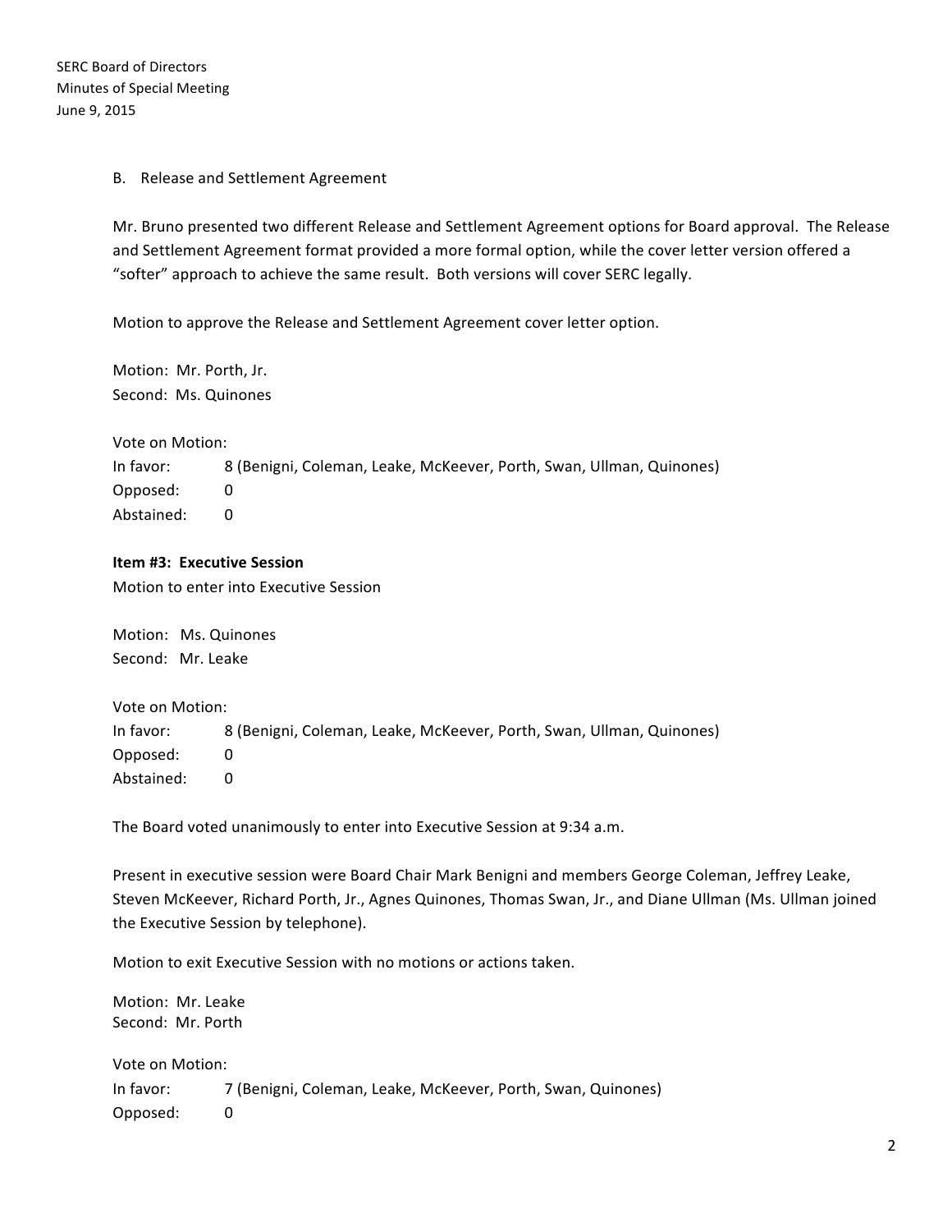B. Release and Settlement Agreement

Mr. Bruno presented two different Release and Settlement Agreement options for Board approval. The Release and Settlement Agreement format provided a more formal option, while the cover letter version offered a "softer" approach to achieve the same result. Both versions will cover SERC legally.

Motion to approve the Release and Settlement Agreement cover letter option.

Motion: Mr. Porth, Jr.
Second: Ms. Quinones

Vote on Motion:
In favor: 8 (Benigni, Coleman, Leake, McKeever, Porth, Swan, Ullman, Quinones)
Opposed: 0
Abstained: 0

**Item #3: Executive Session**
Motion to enter into Executive Session

Motion: Ms. Quinones
Second: Mr. Leake

Vote on Motion:
In favor: 8 (Benigni, Coleman, Leake, McKeever, Porth, Swan, Ullman, Quinones)
Opposed: 0
Abstained: 0

The Board voted unanimously to enter into Executive Session at 9:34 a.m.

Present in executive session were Board Chair Mark Benigni and members George Coleman, Jeffrey Leake, Steven McKeever, Richard Porth, Jr., Agnes Quinones, Thomas Swan, Jr., and Diane Ullman (Ms. Ullman joined the Executive Session by telephone).

Motion to exit Executive Session with no motions or actions taken.

Motion: Mr. Leake
Second: Mr. Porth

Vote on Motion:
In favor: 7 (Benigni, Coleman, Leake, McKeever, Porth, Swan, Quinones)
Opposed: 0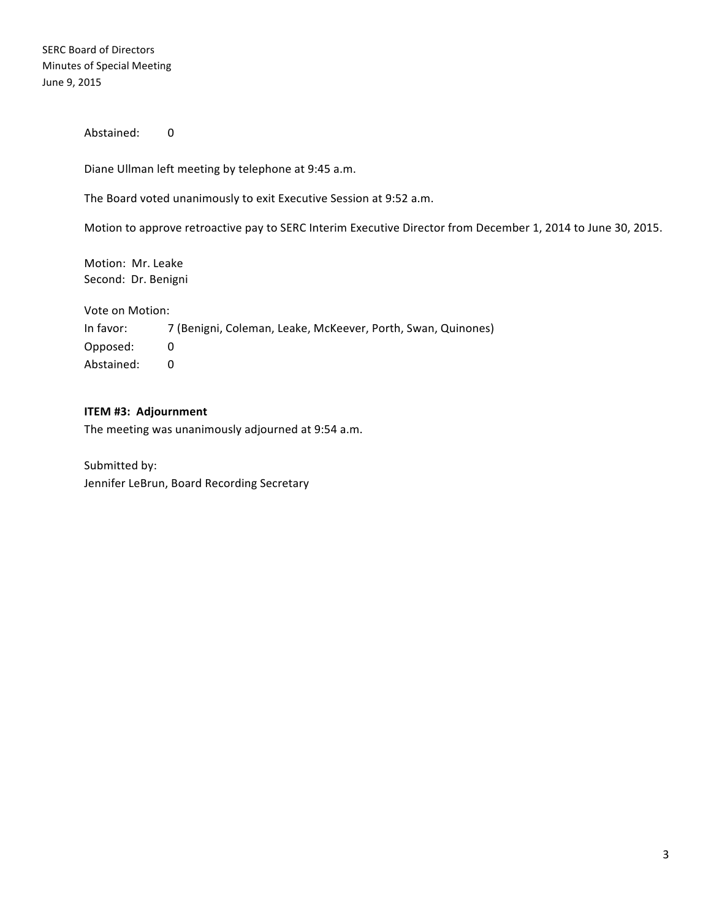Abstained: 0

Diane Ullman left meeting by telephone at 9:45 a.m.

The Board voted unanimously to exit Executive Session at 9:52 a.m.

Motion to approve retroactive pay to SERC Interim Executive Director from December 1, 2014 to June 30, 2015.

Motion: Mr. Leake
Second: Dr. Benigni

Vote on Motion:
In favor: 7 (Benigni, Coleman, Leake, McKeever, Porth, Swan, Quinones)
Opposed: 0
Abstained: 0

**ITEM #3: Adjournment**
The meeting was unanimously adjourned at 9:54 a.m.

Submitted by:
Jennifer LeBrun, Board Recording Secretary